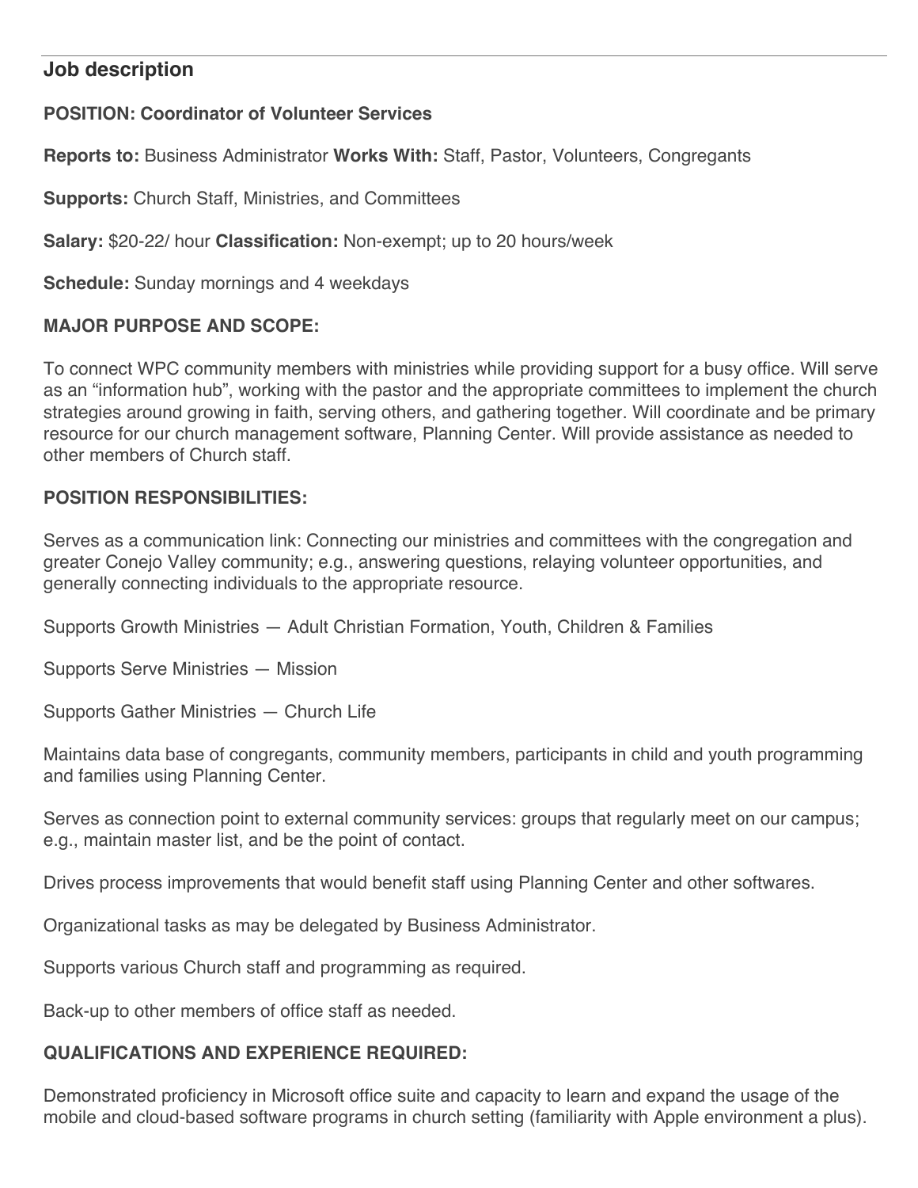## Job description

**POSITION: Coordinator of Volunteer Services**

**Reports to:** Business Administrator **Works With:** Staff, Pastor, Volunteers, Congregants

**Supports:** Church Staff, Ministries, and Committees

**Salary:** $20-22/ hour **Classification:** Non-exempt; up to 20 hours/week

**Schedule:** Sunday mornings and 4 weekdays

**MAJOR PURPOSE AND SCOPE:**

To connect WPC community members with ministries while providing support for a busy office. Will serve as an "information hub", working with the pastor and the appropriate committees to implement the church strategies around growing in faith, serving others, and gathering together. Will coordinate and be primary resource for our church management software, Planning Center. Will provide assistance as needed to other members of Church staff.

**POSITION RESPONSIBILITIES:**

Serves as a communication link: Connecting our ministries and committees with the congregation and greater Conejo Valley community; e.g., answering questions, relaying volunteer opportunities, and generally connecting individuals to the appropriate resource.

Supports Growth Ministries — Adult Christian Formation, Youth, Children & Families

Supports Serve Ministries — Mission

Supports Gather Ministries — Church Life

Maintains data base of congregants, community members, participants in child and youth programming and families using Planning Center.

Serves as connection point to external community services: groups that regularly meet on our campus; e.g., maintain master list, and be the point of contact.

Drives process improvements that would benefit staff using Planning Center and other softwares.

Organizational tasks as may be delegated by Business Administrator.

Supports various Church staff and programming as required.

Back-up to other members of office staff as needed.

**QUALIFICATIONS AND EXPERIENCE REQUIRED:**

Demonstrated proficiency in Microsoft office suite and capacity to learn and expand the usage of the mobile and cloud-based software programs in church setting (familiarity with Apple environment a plus).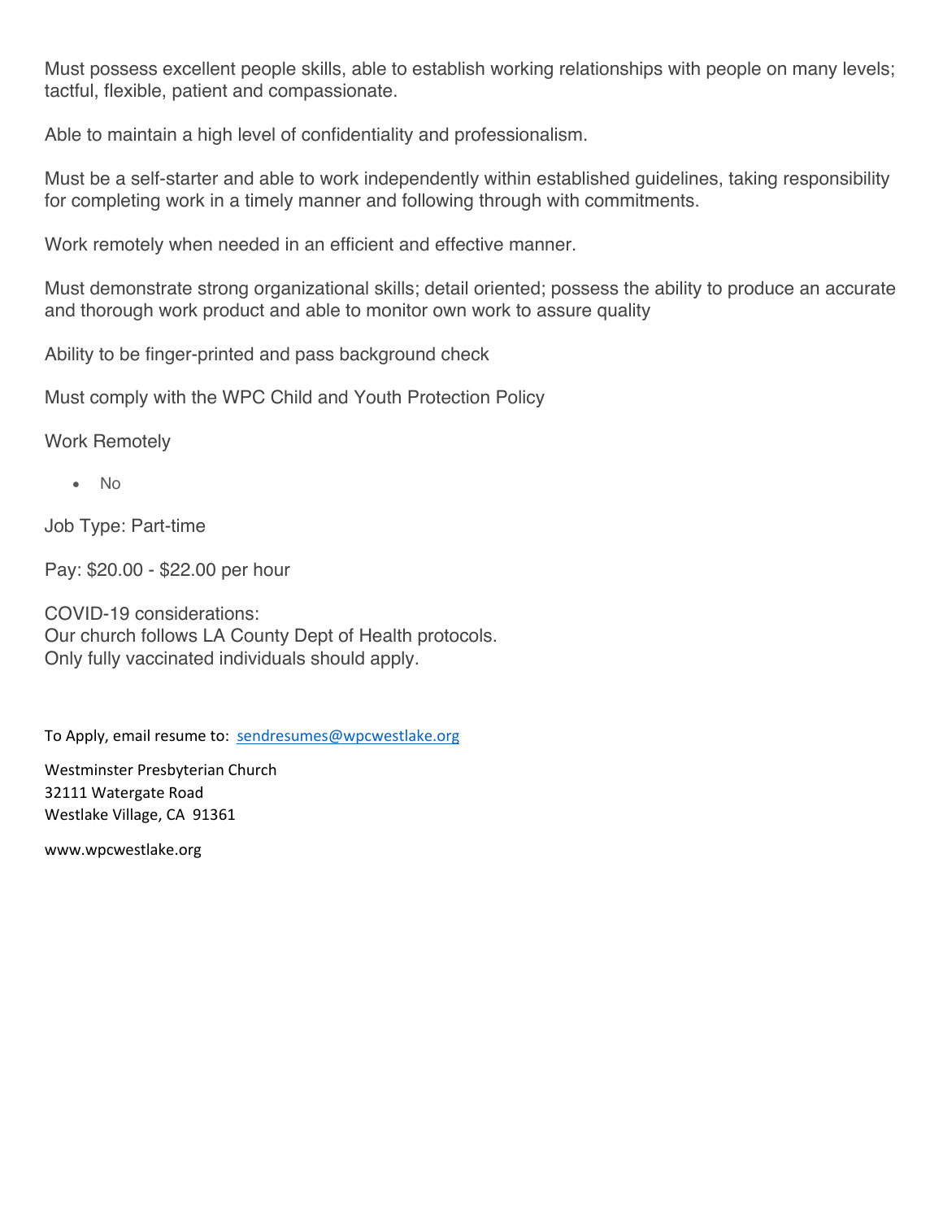Must possess excellent people skills, able to establish working relationships with people on many levels; tactful, flexible, patient and compassionate.

Able to maintain a high level of confidentiality and professionalism.

Must be a self-starter and able to work independently within established guidelines, taking responsibility for completing work in a timely manner and following through with commitments.

Work remotely when needed in an efficient and effective manner.

Must demonstrate strong organizational skills; detail oriented; possess the ability to produce an accurate and thorough work product and able to monitor own work to assure quality

Ability to be finger-printed and pass background check

Must comply with the WPC Child and Youth Protection Policy

Work Remotely

- No

Job Type: Part-time

Pay: $20.00 - $22.00 per hour

COVID-19 considerations:
Our church follows LA County Dept of Health protocols.
Only fully vaccinated individuals should apply.

To Apply, email resume to: sendresumes@wpcwestlake.org

Westminster Presbyterian Church
32111 Watergate Road
Westlake Village, CA 91361

www.wpcwestlake.org